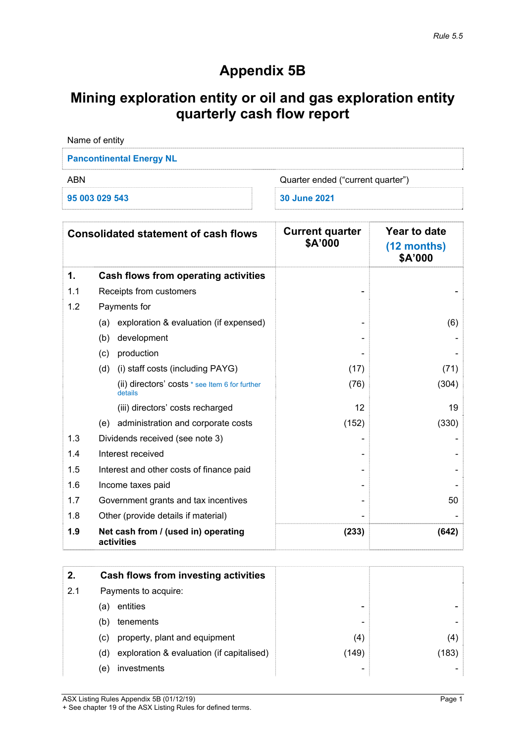Rule 5.5

# Appendix 5B

## Mining exploration entity or oil and gas exploration entity quarterly cash flow report

| Name of entity | |
|---|---|
| Pancontinental Energy NL | |
| **ABN** | **Quarter ended ("current quarter")** |
| 95 003 029 543 | 30 June 2021 |

| Consolidated statement of cash flows | | Current quarter $A'000 | Year to date (12 months) $A'000 |
|---|---|---|---|
| **1.** | **Cash flows from operating activities** | | |
| 1.1 | Receipts from customers | - | - |
| 1.2 | Payments for | | |
| | (a) exploration & evaluation (if expensed) | - | (6) |
| | (b) development | - | - |
| | (c) production | - | - |
| | (d) (i) staff costs (including PAYG) | (17) | (71) |
| | (ii) directors' costs * see Item 6 for further details | (76) | (304) |
| | (iii) directors' costs recharged | 12 | 19 |
| | (e) administration and corporate costs | (152) | (330) |
| 1.3 | Dividends received (see note 3) | - | - |
| 1.4 | Interest received | - | - |
| 1.5 | Interest and other costs of finance paid | - | - |
| 1.6 | Income taxes paid | - | - |
| 1.7 | Government grants and tax incentives | - | 50 |
| 1.8 | Other (provide details if material) | - | - |
| **1.9** | **Net cash from / (used in) operating activities** | **(233)** | **(642)** |

| | | | |
|---|---|---|---|
| **2.** | **Cash flows from investing activities** | | |
| 2.1 | Payments to acquire: | | |
| | (a) entities | - | - |
| | (b) tenements | - | - |
| | (c) property, plant and equipment | (4) | (4) |
| | (d) exploration & evaluation (if capitalised) | (149) | (183) |
| | (e) investments | - | - |

ASX Listing Rules Appendix 5B (01/12/19)
+ See chapter 19 of the ASX Listing Rules for defined terms.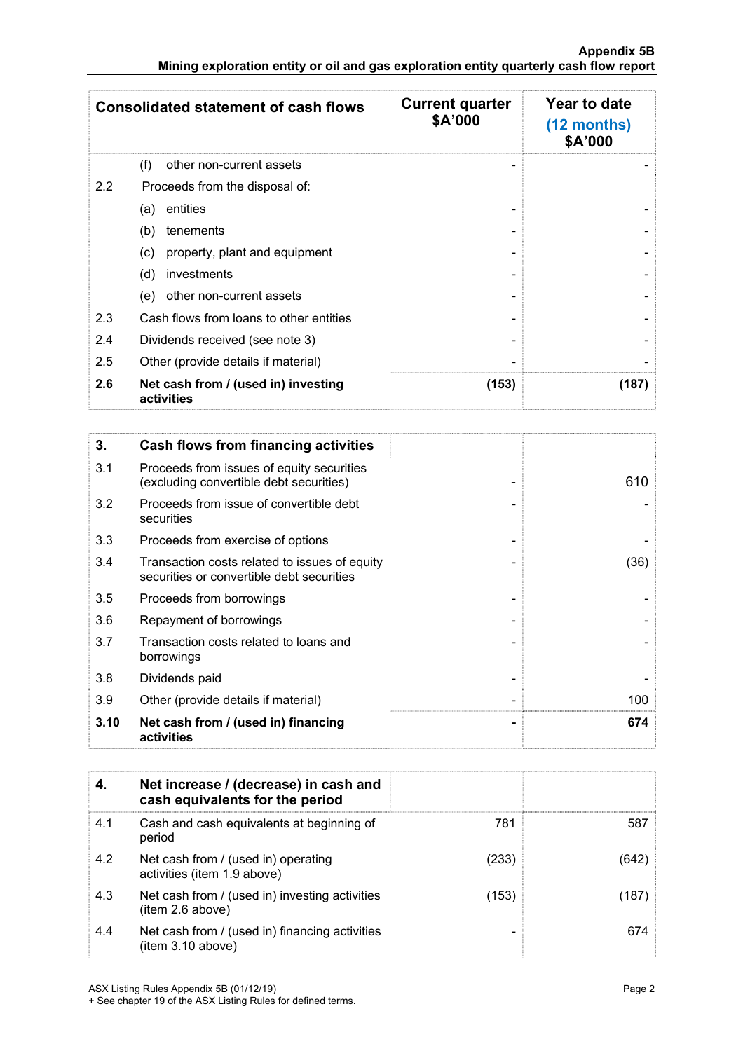| Consolidated statement of cash flows | | Current quarter $A'000 | Year to date (12 months) $A'000 |
|---|---|---|---|
| | (f) other non-current assets | - | - |
| 2.2 | Proceeds from the disposal of: | | |
| | (a) entities | - | - |
| | (b) tenements | - | - |
| | (c) property, plant and equipment | - | - |
| | (d) investments | - | - |
| | (e) other non-current assets | - | - |
| 2.3 | Cash flows from loans to other entities | - | - |
| 2.4 | Dividends received (see note 3) | - | - |
| 2.5 | Other (provide details if material) | - | - |
| **2.6** | **Net cash from / (used in) investing activities** | **(153)** | **(187)** |

| **3.** | **Cash flows from financing activities** | | |
|---|---|---|---|
| 3.1 | Proceeds from issues of equity securities (excluding convertible debt securities) | - | 610 |
| 3.2 | Proceeds from issue of convertible debt securities | - | - |
| 3.3 | Proceeds from exercise of options | - | - |
| 3.4 | Transaction costs related to issues of equity securities or convertible debt securities | - | (36) |
| 3.5 | Proceeds from borrowings | - | - |
| 3.6 | Repayment of borrowings | - | - |
| 3.7 | Transaction costs related to loans and borrowings | - | - |
| 3.8 | Dividends paid | - | - |
| 3.9 | Other (provide details if material) | - | 100 |
| **3.10** | **Net cash from / (used in) financing activities** | **-** | **674** |

| **4.** | **Net increase / (decrease) in cash and cash equivalents for the period** | | |
|---|---|---|---|
| 4.1 | Cash and cash equivalents at beginning of period | 781 | 587 |
| 4.2 | Net cash from / (used in) operating activities (item 1.9 above) | (233) | (642) |
| 4.3 | Net cash from / (used in) investing activities (item 2.6 above) | (153) | (187) |
| 4.4 | Net cash from / (used in) financing activities (item 3.10 above) | - | 674 |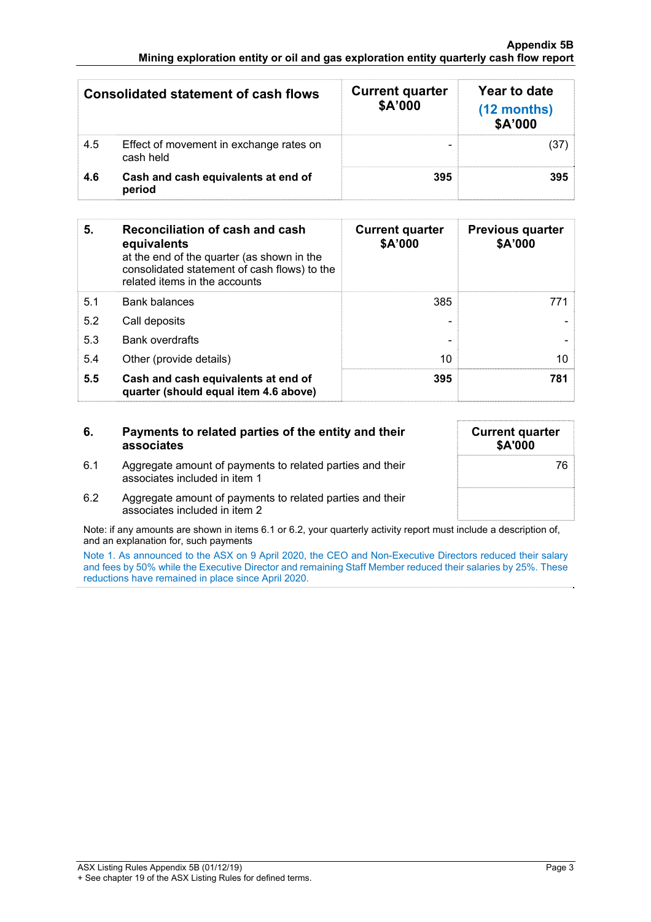| Consolidated statement of cash flows | | Current quarter $A'000 | Year to date (12 months) $A'000 |
|---|---|---|---|
| 4.5 | Effect of movement in exchange rates on cash held | - | (37) |
| **4.6** | **Cash and cash equivalents at end of period** | **395** | **395** |

| **5.** | **Reconciliation of cash and cash equivalents** at the end of the quarter (as shown in the consolidated statement of cash flows) to the related items in the accounts | **Current quarter $A'000** | **Previous quarter $A'000** |
|---|---|---|---|
| 5.1 | Bank balances | 385 | 771 |
| 5.2 | Call deposits | - | - |
| 5.3 | Bank overdrafts | - | - |
| 5.4 | Other (provide details) | 10 | 10 |
| **5.5** | **Cash and cash equivalents at end of quarter (should equal item 4.6 above)** | **395** | **781** |

| **6.** | **Payments to related parties of the entity and their associates** | **Current quarter $A'000** |
|---|---|---|
| 6.1 | Aggregate amount of payments to related parties and their associates included in item 1 | 76 |
| 6.2 | Aggregate amount of payments to related parties and their associates included in item 2 | |

Note: if any amounts are shown in items 6.1 or 6.2, your quarterly activity report must include a description of, and an explanation for, such payments

Note 1. As announced to the ASX on 9 April 2020, the CEO and Non-Executive Directors reduced their salary and fees by 50% while the Executive Director and remaining Staff Member reduced their salaries by 25%. These reductions have remained in place since April 2020.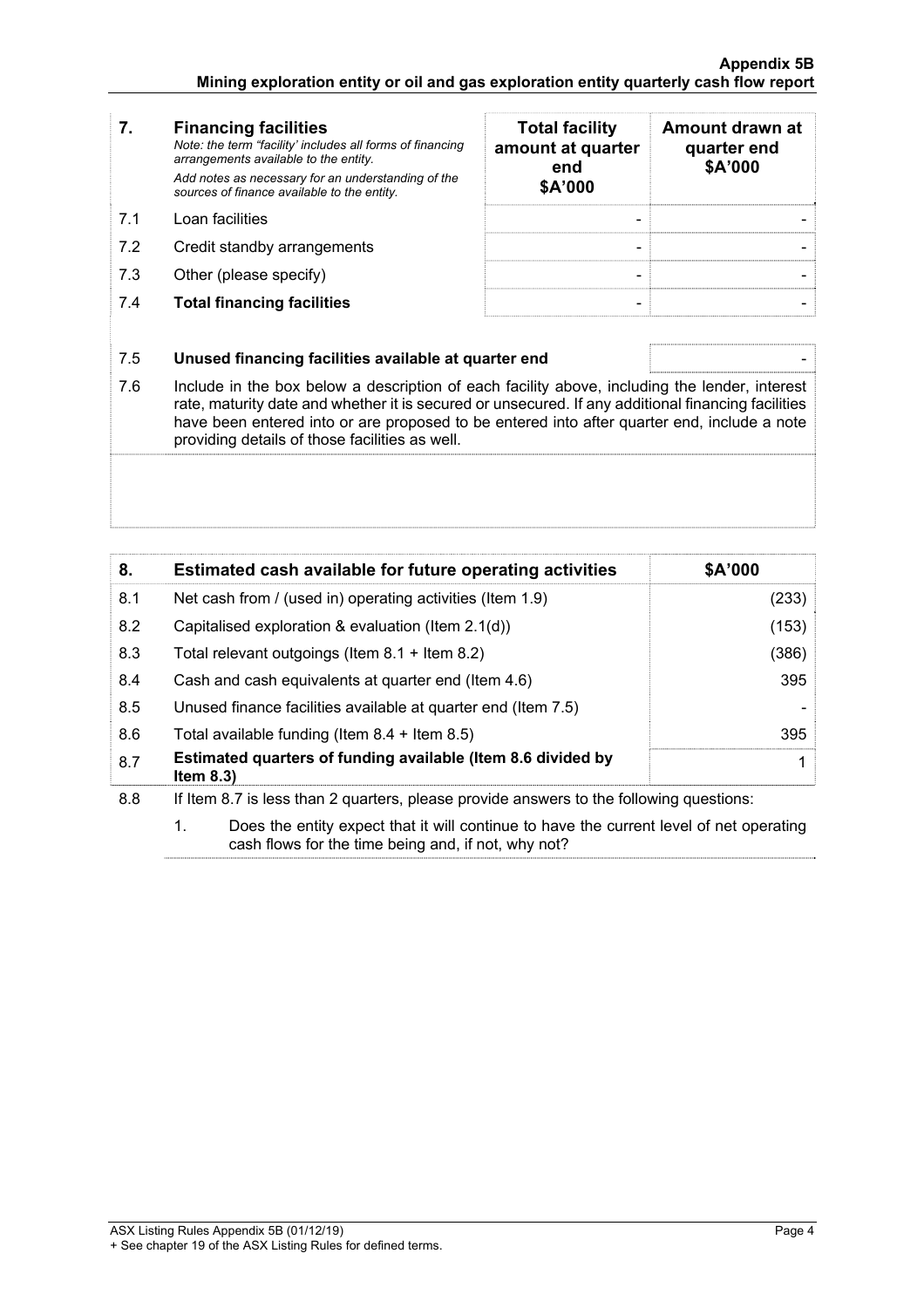| 7. | **Financing facilities** *Note: the term "facility' includes all forms of financing arrangements available to the entity.* *Add notes as necessary for an understanding of the sources of finance available to the entity.* | **Total facility amount at quarter end \$A'000** | **Amount drawn at quarter end \$A'000** |
|---|---|---|---|
| 7.1 | Loan facilities | - | - |
| 7.2 | Credit standby arrangements | - | - |
| 7.3 | Other (please specify) | - | - |
| 7.4 | **Total financing facilities** | - | - |

| | | |
|---|---|---|
| 7.5 | **Unused financing facilities available at quarter end** | - |
| 7.6 | Include in the box below a description of each facility above, including the lender, interest rate, maturity date and whether it is secured or unsecured. If any additional financing facilities have been entered into or are proposed to be entered into after quarter end, include a note providing details of those facilities as well. | |

| 8. | **Estimated cash available for future operating activities** | **\$A'000** |
|---|---|---|
| 8.1 | Net cash from / (used in) operating activities (Item 1.9) | (233) |
| 8.2 | Capitalised exploration & evaluation (Item 2.1(d)) | (153) |
| 8.3 | Total relevant outgoings (Item 8.1 + Item 8.2) | (386) |
| 8.4 | Cash and cash equivalents at quarter end (Item 4.6) | 395 |
| 8.5 | Unused finance facilities available at quarter end (Item 7.5) | - |
| 8.6 | Total available funding (Item 8.4 + Item 8.5) | 395 |
| 8.7 | **Estimated quarters of funding available (Item 8.6 divided by Item 8.3)** | 1 |

8.8 If Item 8.7 is less than 2 quarters, please provide answers to the following questions:

1. Does the entity expect that it will continue to have the current level of net operating cash flows for the time being and, if not, why not?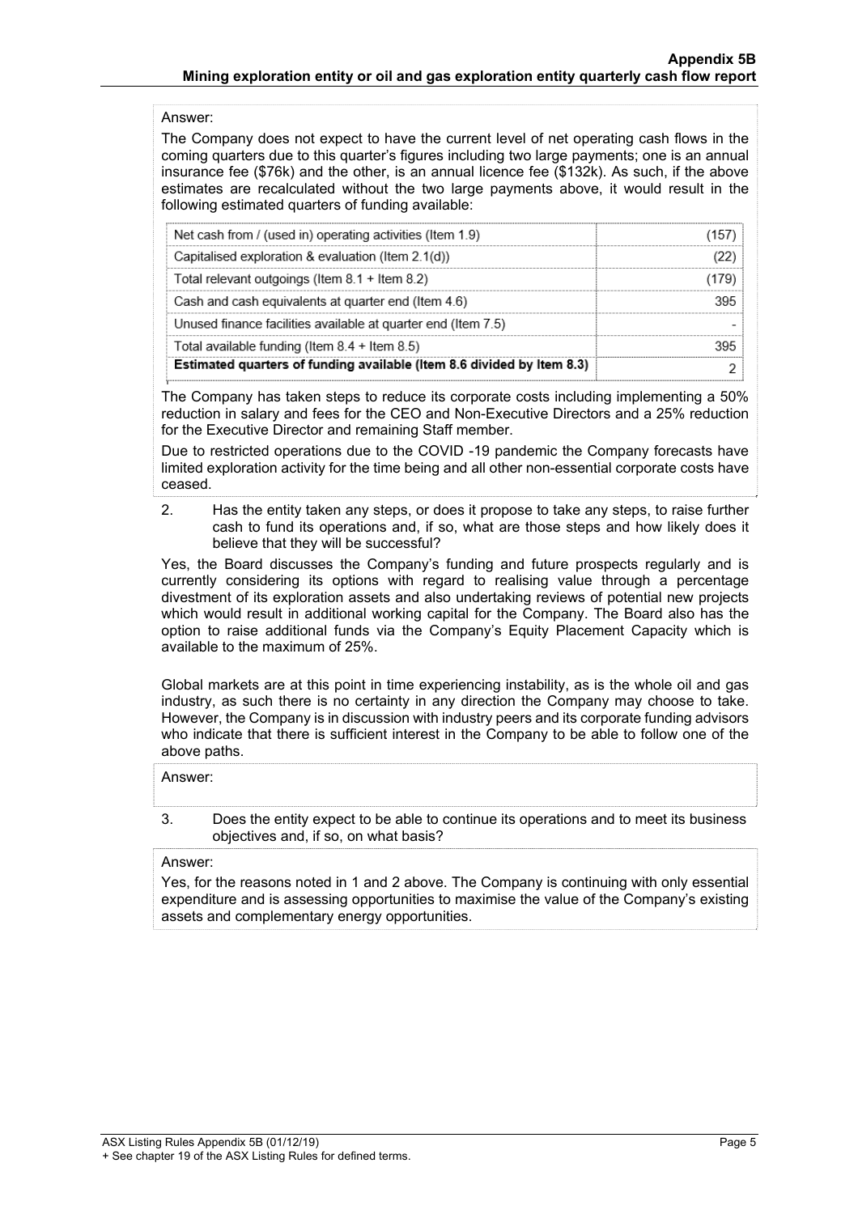Answer:

The Company does not expect to have the current level of net operating cash flows in the coming quarters due to this quarter's figures including two large payments; one is an annual insurance fee ($76k) and the other, is an annual licence fee ($132k). As such, if the above estimates are recalculated without the two large payments above, it would result in the following estimated quarters of funding available:

| | |
|---|---|
| Net cash from / (used in) operating activities (Item 1.9) | (157) |
| Capitalised exploration & evaluation (Item 2.1(d)) | (22) |
| Total relevant outgoings (Item 8.1 + Item 8.2) | (179) |
| Cash and cash equivalents at quarter end (Item 4.6) | 395 |
| Unused finance facilities available at quarter end (Item 7.5) | - |
| Total available funding (Item 8.4 + Item 8.5) | 395 |
| **Estimated quarters of funding available (Item 8.6 divided by Item 8.3)** | 2 |

The Company has taken steps to reduce its corporate costs including implementing a 50% reduction in salary and fees for the CEO and Non-Executive Directors and a 25% reduction for the Executive Director and remaining Staff member.

Due to restricted operations due to the COVID -19 pandemic the Company forecasts have limited exploration activity for the time being and all other non-essential corporate costs have ceased.

2. Has the entity taken any steps, or does it propose to take any steps, to raise further cash to fund its operations and, if so, what are those steps and how likely does it believe that they will be successful?

Yes, the Board discusses the Company's funding and future prospects regularly and is currently considering its options with regard to realising value through a percentage divestment of its exploration assets and also undertaking reviews of potential new projects which would result in additional working capital for the Company. The Board also has the option to raise additional funds via the Company's Equity Placement Capacity which is available to the maximum of 25%.

Global markets are at this point in time experiencing instability, as is the whole oil and gas industry, as such there is no certainty in any direction the Company may choose to take. However, the Company is in discussion with industry peers and its corporate funding advisors who indicate that there is sufficient interest in the Company to be able to follow one of the above paths.

Answer:

3. Does the entity expect to be able to continue its operations and to meet its business objectives and, if so, on what basis?

Answer:

Yes, for the reasons noted in 1 and 2 above. The Company is continuing with only essential expenditure and is assessing opportunities to maximise the value of the Company's existing assets and complementary energy opportunities.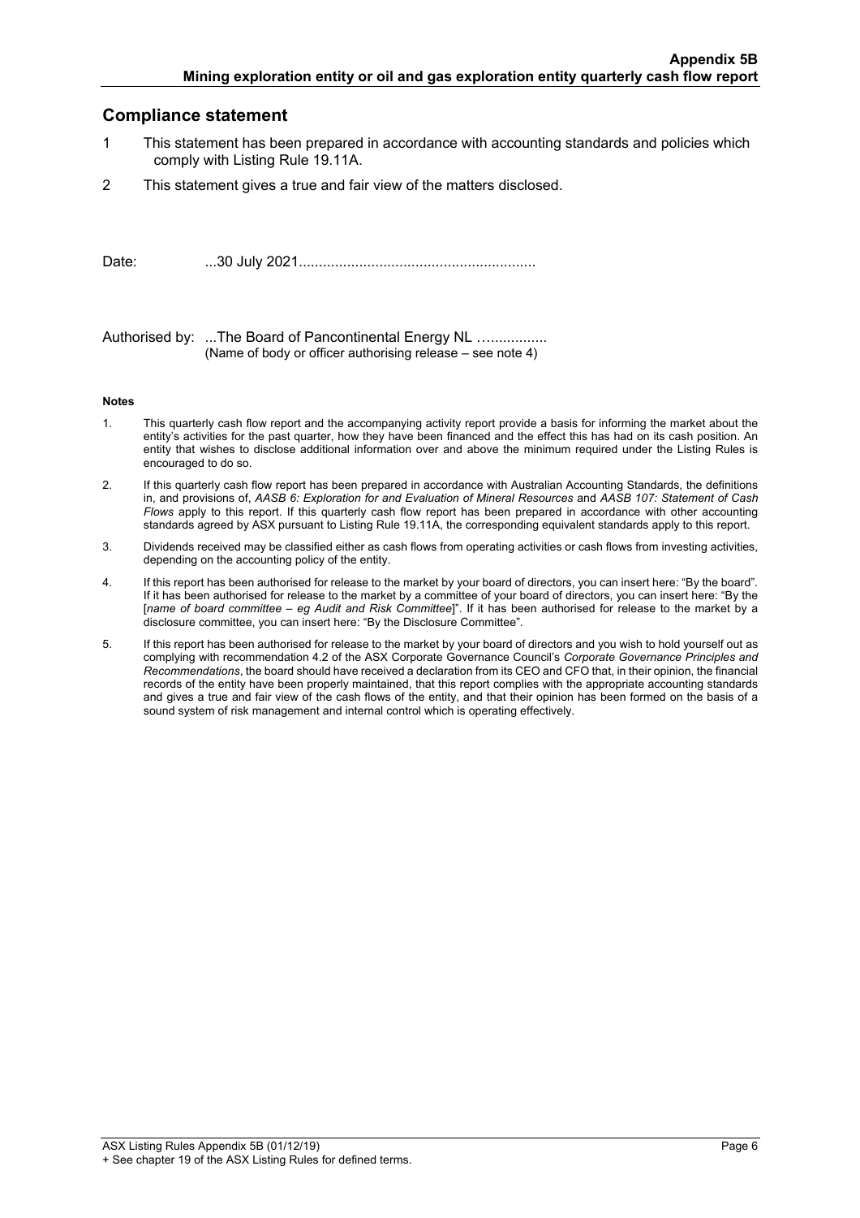## Compliance statement

1 This statement has been prepared in accordance with accounting standards and policies which comply with Listing Rule 19.11A.

2 This statement gives a true and fair view of the matters disclosed.

Date: ...30 July 2021..........................................................

Authorised by: ...The Board of Pancontinental Energy NL …..............
(Name of body or officer authorising release – see note 4)

**Notes**

1. This quarterly cash flow report and the accompanying activity report provide a basis for informing the market about the entity's activities for the past quarter, how they have been financed and the effect this has had on its cash position. An entity that wishes to disclose additional information over and above the minimum required under the Listing Rules is encouraged to do so.

2. If this quarterly cash flow report has been prepared in accordance with Australian Accounting Standards, the definitions in, and provisions of, *AASB 6: Exploration for and Evaluation of Mineral Resources* and *AASB 107: Statement of Cash Flows* apply to this report. If this quarterly cash flow report has been prepared in accordance with other accounting standards agreed by ASX pursuant to Listing Rule 19.11A, the corresponding equivalent standards apply to this report.

3. Dividends received may be classified either as cash flows from operating activities or cash flows from investing activities, depending on the accounting policy of the entity.

4. If this report has been authorised for release to the market by your board of directors, you can insert here: "By the board". If it has been authorised for release to the market by a committee of your board of directors, you can insert here: "By the [*name of board committee – eg Audit and Risk Committee*]". If it has been authorised for release to the market by a disclosure committee, you can insert here: "By the Disclosure Committee".

5. If this report has been authorised for release to the market by your board of directors and you wish to hold yourself out as complying with recommendation 4.2 of the ASX Corporate Governance Council's *Corporate Governance Principles and Recommendations*, the board should have received a declaration from its CEO and CFO that, in their opinion, the financial records of the entity have been properly maintained, that this report complies with the appropriate accounting standards and gives a true and fair view of the cash flows of the entity, and that their opinion has been formed on the basis of a sound system of risk management and internal control which is operating effectively.